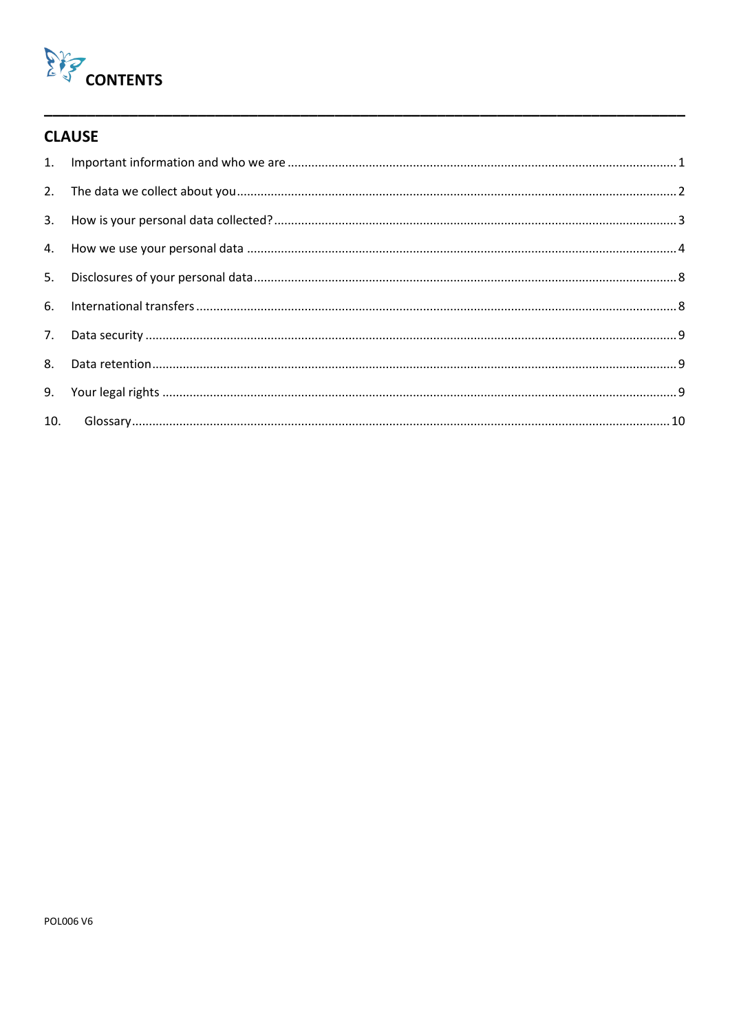# CONTENTS

## CLAUSE

1. Important information and who we are ............ 1
2. The data we collect about you ............ 2
3. How is your personal data collected? ............ 3
4. How we use your personal data ............ 4
5. Disclosures of your personal data ............ 8
6. International transfers ............ 8
7. Data security ............ 9
8. Data retention ............ 9
9. Your legal rights ............ 9
10. Glossary ............ 10

POL006 V6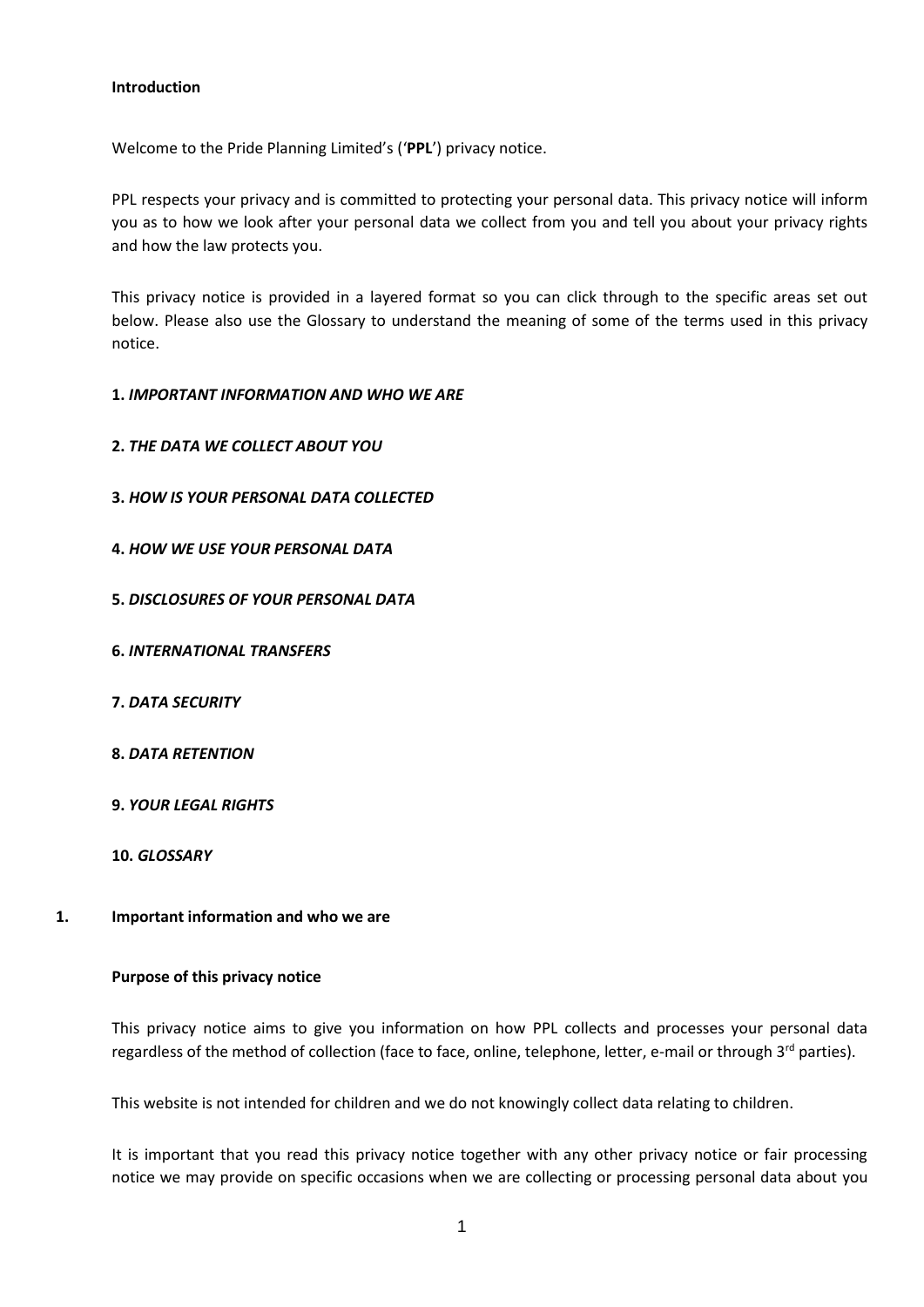**Introduction**

Welcome to the Pride Planning Limited's ('**PPL**') privacy notice.

PPL respects your privacy and is committed to protecting your personal data. This privacy notice will inform you as to how we look after your personal data we collect from you and tell you about your privacy rights and how the law protects you.

This privacy notice is provided in a layered format so you can click through to the specific areas set out below. Please also use the Glossary to understand the meaning of some of the terms used in this privacy notice.

**1.** ***IMPORTANT INFORMATION AND WHO WE ARE***

**2.** ***THE DATA WE COLLECT ABOUT YOU***

**3.** ***HOW IS YOUR PERSONAL DATA COLLECTED***

**4.** ***HOW WE USE YOUR PERSONAL DATA***

**5.** ***DISCLOSURES OF YOUR PERSONAL DATA***

**6.** ***INTERNATIONAL TRANSFERS***

**7.** ***DATA SECURITY***

**8.** ***DATA RETENTION***

**9.** ***YOUR LEGAL RIGHTS***

**10.** ***GLOSSARY***

## 1. Important information and who we are

**Purpose of this privacy notice**

This privacy notice aims to give you information on how PPL collects and processes your personal data regardless of the method of collection (face to face, online, telephone, letter, e-mail or through 3rd parties).

This website is not intended for children and we do not knowingly collect data relating to children.

It is important that you read this privacy notice together with any other privacy notice or fair processing notice we may provide on specific occasions when we are collecting or processing personal data about you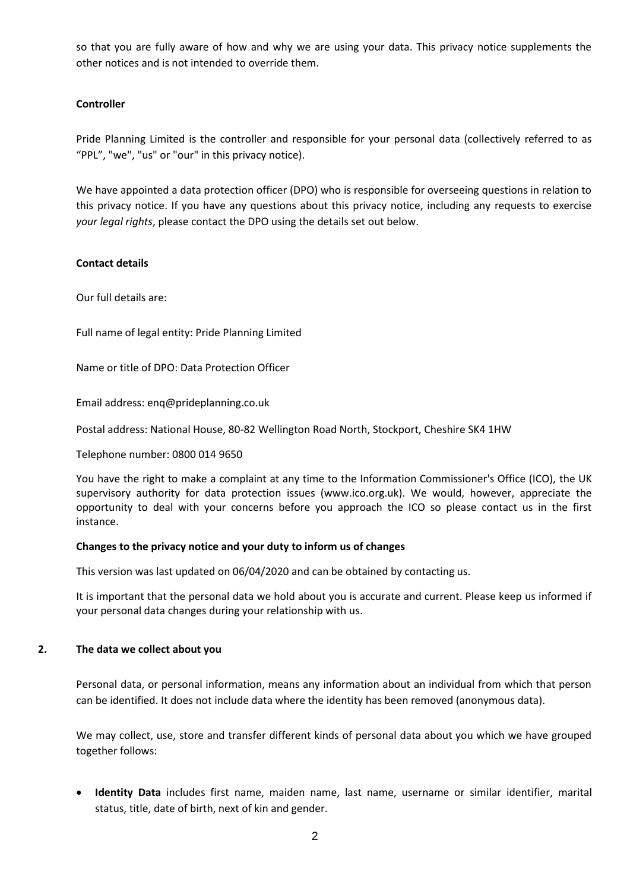so that you are fully aware of how and why we are using your data. This privacy notice supplements the other notices and is not intended to override them.

**Controller**

Pride Planning Limited is the controller and responsible for your personal data (collectively referred to as "PPL", "we", "us" or "our" in this privacy notice).

We have appointed a data protection officer (DPO) who is responsible for overseeing questions in relation to this privacy notice. If you have any questions about this privacy notice, including any requests to exercise *your legal rights*, please contact the DPO using the details set out below.

**Contact details**

Our full details are:

Full name of legal entity: Pride Planning Limited

Name or title of DPO: Data Protection Officer

Email address: enq@prideplanning.co.uk

Postal address: National House, 80-82 Wellington Road North, Stockport, Cheshire SK4 1HW

Telephone number: 0800 014 9650

You have the right to make a complaint at any time to the Information Commissioner's Office (ICO), the UK supervisory authority for data protection issues (www.ico.org.uk). We would, however, appreciate the opportunity to deal with your concerns before you approach the ICO so please contact us in the first instance.

**Changes to the privacy notice and your duty to inform us of changes**

This version was last updated on 06/04/2020 and can be obtained by contacting us.

It is important that the personal data we hold about you is accurate and current. Please keep us informed if your personal data changes during your relationship with us.

## 2. The data we collect about you

Personal data, or personal information, means any information about an individual from which that person can be identified. It does not include data where the identity has been removed (anonymous data).

We may collect, use, store and transfer different kinds of personal data about you which we have grouped together follows:

- **Identity Data** includes first name, maiden name, last name, username or similar identifier, marital status, title, date of birth, next of kin and gender.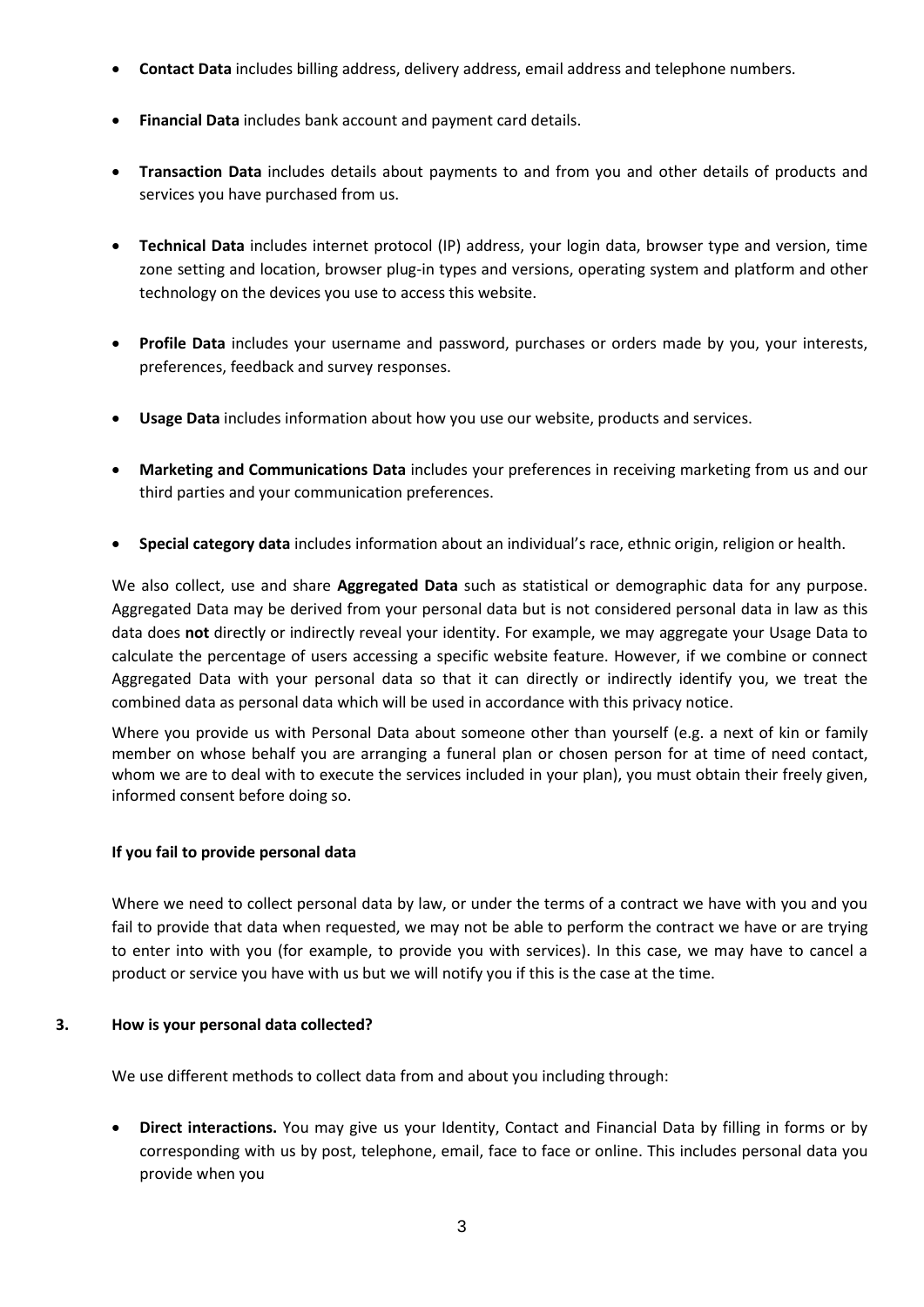- **Contact Data** includes billing address, delivery address, email address and telephone numbers.

- **Financial Data** includes bank account and payment card details.

- **Transaction Data** includes details about payments to and from you and other details of products and services you have purchased from us.

- **Technical Data** includes internet protocol (IP) address, your login data, browser type and version, time zone setting and location, browser plug-in types and versions, operating system and platform and other technology on the devices you use to access this website.

- **Profile Data** includes your username and password, purchases or orders made by you, your interests, preferences, feedback and survey responses.

- **Usage Data** includes information about how you use our website, products and services.

- **Marketing and Communications Data** includes your preferences in receiving marketing from us and our third parties and your communication preferences.

- **Special category data** includes information about an individual's race, ethnic origin, religion or health.

We also collect, use and share **Aggregated Data** such as statistical or demographic data for any purpose. Aggregated Data may be derived from your personal data but is not considered personal data in law as this data does **not** directly or indirectly reveal your identity. For example, we may aggregate your Usage Data to calculate the percentage of users accessing a specific website feature. However, if we combine or connect Aggregated Data with your personal data so that it can directly or indirectly identify you, we treat the combined data as personal data which will be used in accordance with this privacy notice.

Where you provide us with Personal Data about someone other than yourself (e.g. a next of kin or family member on whose behalf you are arranging a funeral plan or chosen person for at time of need contact, whom we are to deal with to execute the services included in your plan), you must obtain their freely given, informed consent before doing so.

**If you fail to provide personal data**

Where we need to collect personal data by law, or under the terms of a contract we have with you and you fail to provide that data when requested, we may not be able to perform the contract we have or are trying to enter into with you (for example, to provide you with services). In this case, we may have to cancel a product or service you have with us but we will notify you if this is the case at the time.

## 3. How is your personal data collected?

We use different methods to collect data from and about you including through:

- **Direct interactions.** You may give us your Identity, Contact and Financial Data by filling in forms or by corresponding with us by post, telephone, email, face to face or online. This includes personal data you provide when you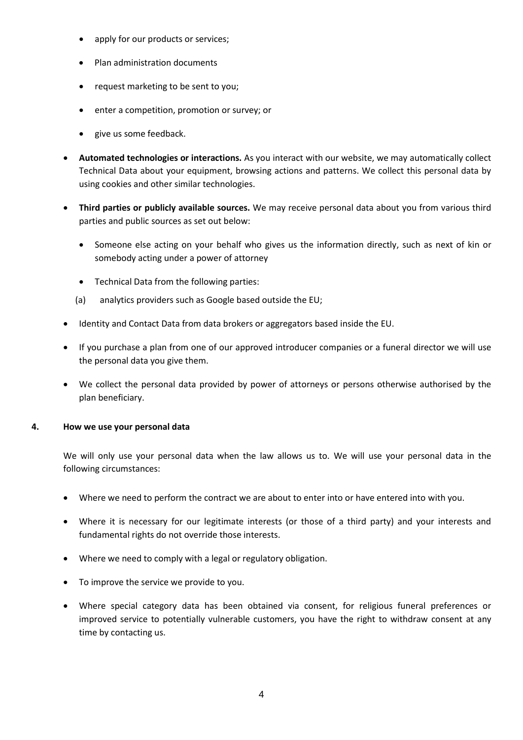- apply for our products or services;
    - Plan administration documents
    - request marketing to be sent to you;
    - enter a competition, promotion or survey; or
    - give us some feedback.

- **Automated technologies or interactions.** As you interact with our website, we may automatically collect Technical Data about your equipment, browsing actions and patterns. We collect this personal data by using cookies and other similar technologies.

- **Third parties or publicly available sources.** We may receive personal data about you from various third parties and public sources as set out below:

    - Someone else acting on your behalf who gives us the information directly, such as next of kin or somebody acting under a power of attorney
    - Technical Data from the following parties:

    (a) analytics providers such as Google based outside the EU;

- Identity and Contact Data from data brokers or aggregators based inside the EU.

- If you purchase a plan from one of our approved introducer companies or a funeral director we will use the personal data you give them.

- We collect the personal data provided by power of attorneys or persons otherwise authorised by the plan beneficiary.

## 4. How we use your personal data

We will only use your personal data when the law allows us to. We will use your personal data in the following circumstances:

- Where we need to perform the contract we are about to enter into or have entered into with you.
- Where it is necessary for our legitimate interests (or those of a third party) and your interests and fundamental rights do not override those interests.
- Where we need to comply with a legal or regulatory obligation.
- To improve the service we provide to you.
- Where special category data has been obtained via consent, for religious funeral preferences or improved service to potentially vulnerable customers, you have the right to withdraw consent at any time by contacting us.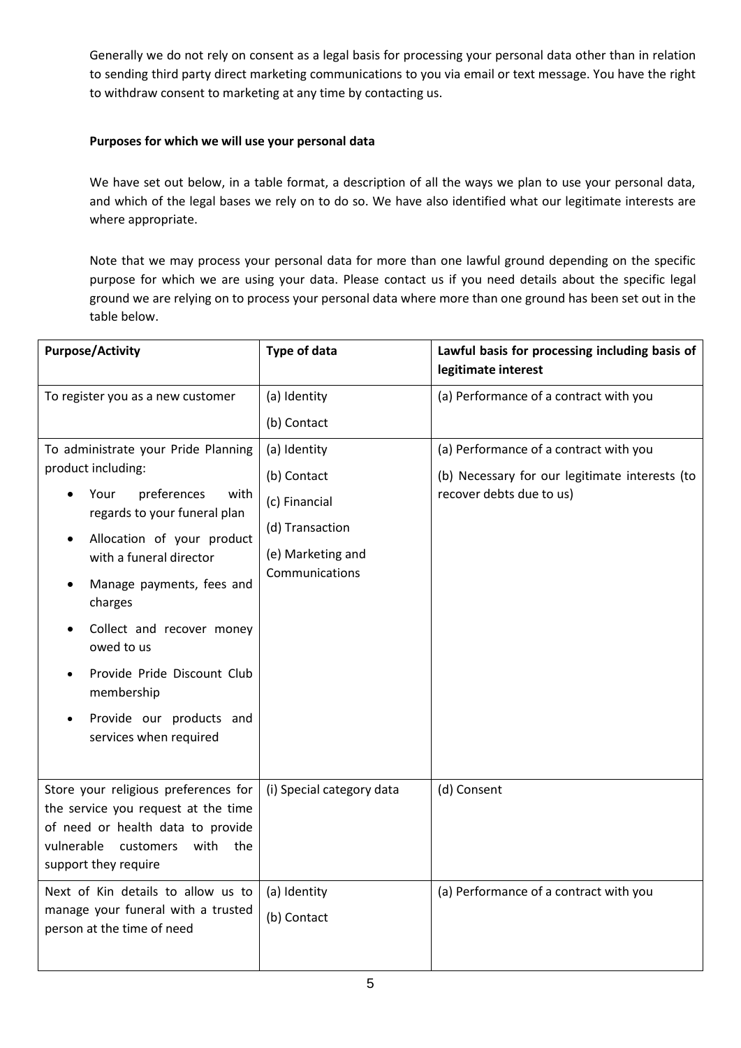Generally we do not rely on consent as a legal basis for processing your personal data other than in relation to sending third party direct marketing communications to you via email or text message. You have the right to withdraw consent to marketing at any time by contacting us.

**Purposes for which we will use your personal data**

We have set out below, in a table format, a description of all the ways we plan to use your personal data, and which of the legal bases we rely on to do so. We have also identified what our legitimate interests are where appropriate.

Note that we may process your personal data for more than one lawful ground depending on the specific purpose for which we are using your data. Please contact us if you need details about the specific legal ground we are relying on to process your personal data where more than one ground has been set out in the table below.

| Purpose/Activity | Type of data | Lawful basis for processing including basis of legitimate interest |
|---|---|---|
| To register you as a new customer | (a) Identity<br>(b) Contact | (a) Performance of a contract with you |
| To administrate your Pride Planning product including:<br>• Your preferences with regards to your funeral plan<br>• Allocation of your product with a funeral director<br>• Manage payments, fees and charges<br>• Collect and recover money owed to us<br>• Provide Pride Discount Club membership<br>• Provide our products and services when required | (a) Identity<br>(b) Contact<br>(c) Financial<br>(d) Transaction<br>(e) Marketing and Communications | (a) Performance of a contract with you<br>(b) Necessary for our legitimate interests (to recover debts due to us) |
| Store your religious preferences for the service you request at the time of need or health data to provide vulnerable customers with the support they require | (i) Special category data | (d) Consent |
| Next of Kin details to allow us to manage your funeral with a trusted person at the time of need | (a) Identity<br>(b) Contact | (a) Performance of a contract with you |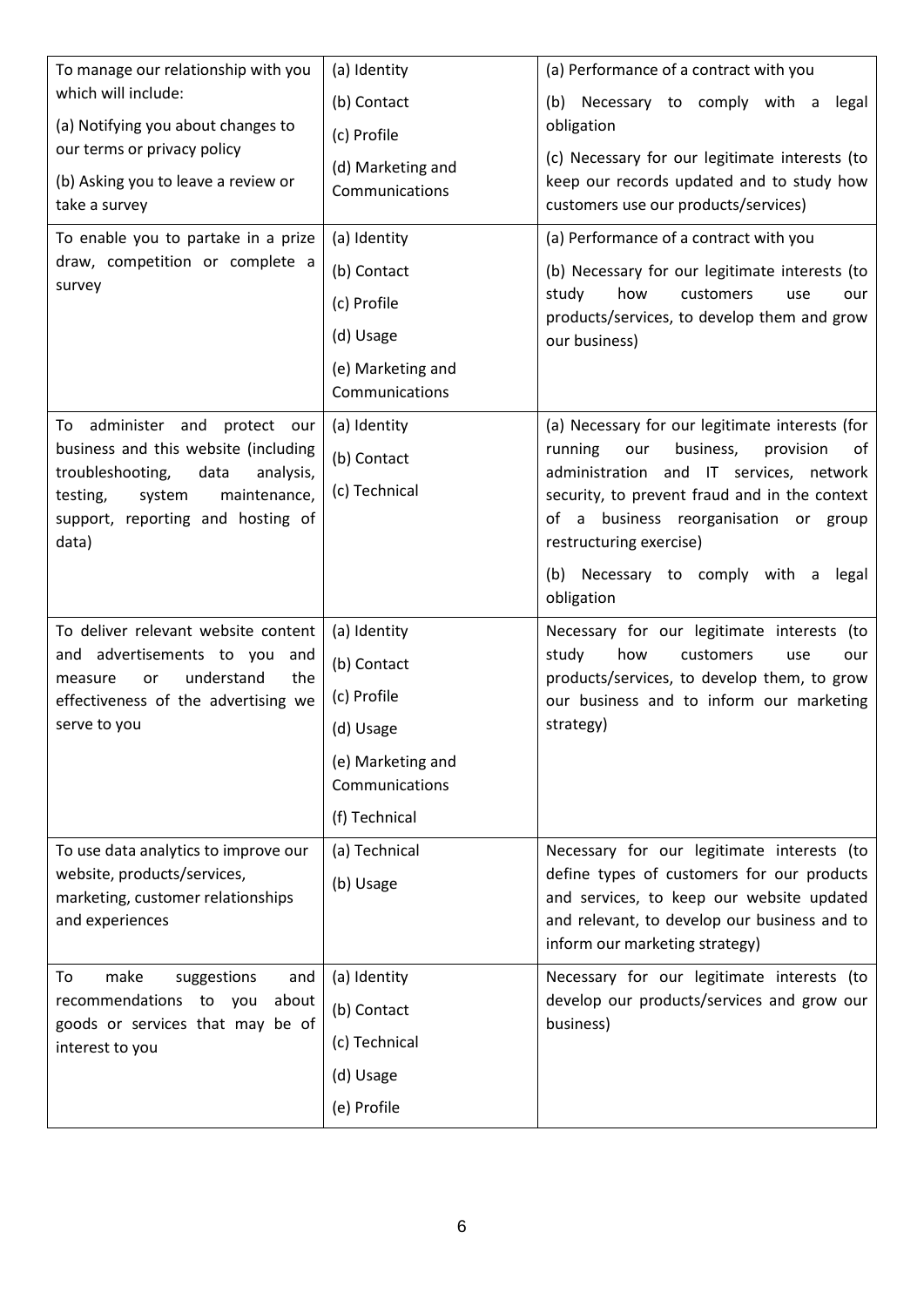| To manage our relationship with you which will include:<br>(a) Notifying you about changes to our terms or privacy policy<br>(b) Asking you to leave a review or take a survey | (a) Identity<br>(b) Contact<br>(c) Profile<br>(d) Marketing and Communications | (a) Performance of a contract with you<br>(b) Necessary to comply with a legal obligation<br>(c) Necessary for our legitimate interests (to keep our records updated and to study how customers use our products/services) |
|---|---|---|
| To enable you to partake in a prize draw, competition or complete a survey | (a) Identity<br>(b) Contact<br>(c) Profile<br>(d) Usage<br>(e) Marketing and Communications | (a) Performance of a contract with you<br>(b) Necessary for our legitimate interests (to study how customers use our products/services, to develop them and grow our business) |
| To administer and protect our business and this website (including troubleshooting, data analysis, testing, system maintenance, support, reporting and hosting of data) | (a) Identity<br>(b) Contact<br>(c) Technical | (a) Necessary for our legitimate interests (for running our business, provision of administration and IT services, network security, to prevent fraud and in the context of a business reorganisation or group restructuring exercise)<br>(b) Necessary to comply with a legal obligation |
| To deliver relevant website content and advertisements to you and measure or understand the effectiveness of the advertising we serve to you | (a) Identity<br>(b) Contact<br>(c) Profile<br>(d) Usage<br>(e) Marketing and Communications<br>(f) Technical | Necessary for our legitimate interests (to study how customers use our products/services, to develop them, to grow our business and to inform our marketing strategy) |
| To use data analytics to improve our website, products/services, marketing, customer relationships and experiences | (a) Technical<br>(b) Usage | Necessary for our legitimate interests (to define types of customers for our products and services, to keep our website updated and relevant, to develop our business and to inform our marketing strategy) |
| To make suggestions and recommendations to you about goods or services that may be of interest to you | (a) Identity<br>(b) Contact<br>(c) Technical<br>(d) Usage<br>(e) Profile | Necessary for our legitimate interests (to develop our products/services and grow our business) |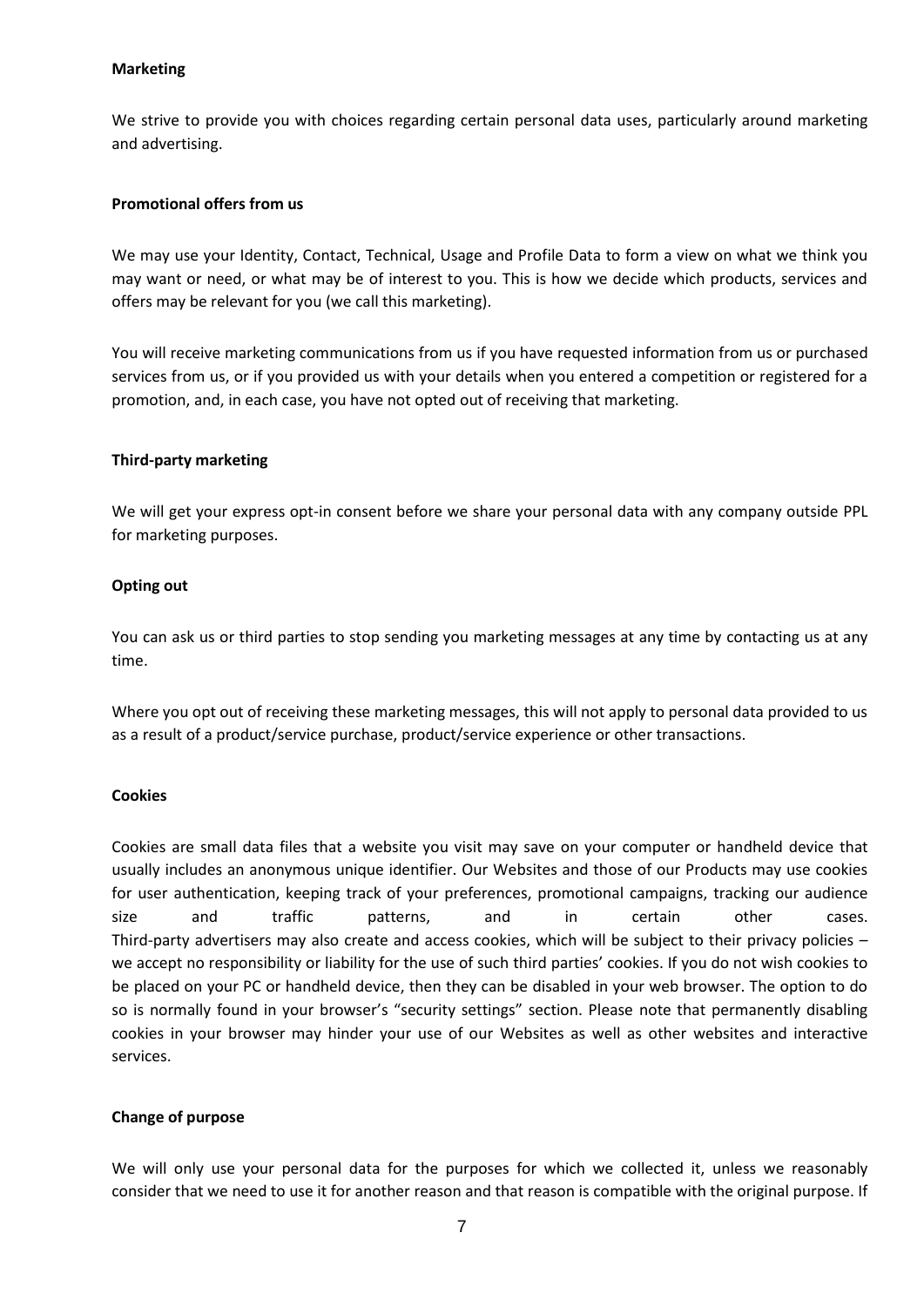**Marketing**

We strive to provide you with choices regarding certain personal data uses, particularly around marketing and advertising.

**Promotional offers from us**

We may use your Identity, Contact, Technical, Usage and Profile Data to form a view on what we think you may want or need, or what may be of interest to you. This is how we decide which products, services and offers may be relevant for you (we call this marketing).

You will receive marketing communications from us if you have requested information from us or purchased services from us, or if you provided us with your details when you entered a competition or registered for a promotion, and, in each case, you have not opted out of receiving that marketing.

**Third-party marketing**

We will get your express opt-in consent before we share your personal data with any company outside PPL for marketing purposes.

**Opting out**

You can ask us or third parties to stop sending you marketing messages at any time by contacting us at any time.

Where you opt out of receiving these marketing messages, this will not apply to personal data provided to us as a result of a product/service purchase, product/service experience or other transactions.

**Cookies**

Cookies are small data files that a website you visit may save on your computer or handheld device that usually includes an anonymous unique identifier. Our Websites and those of our Products may use cookies for user authentication, keeping track of your preferences, promotional campaigns, tracking our audience size and traffic patterns, and in certain other cases.
Third-party advertisers may also create and access cookies, which will be subject to their privacy policies – we accept no responsibility or liability for the use of such third parties' cookies. If you do not wish cookies to be placed on your PC or handheld device, then they can be disabled in your web browser. The option to do so is normally found in your browser's "security settings" section. Please note that permanently disabling cookies in your browser may hinder your use of our Websites as well as other websites and interactive services.

**Change of purpose**

We will only use your personal data for the purposes for which we collected it, unless we reasonably consider that we need to use it for another reason and that reason is compatible with the original purpose. If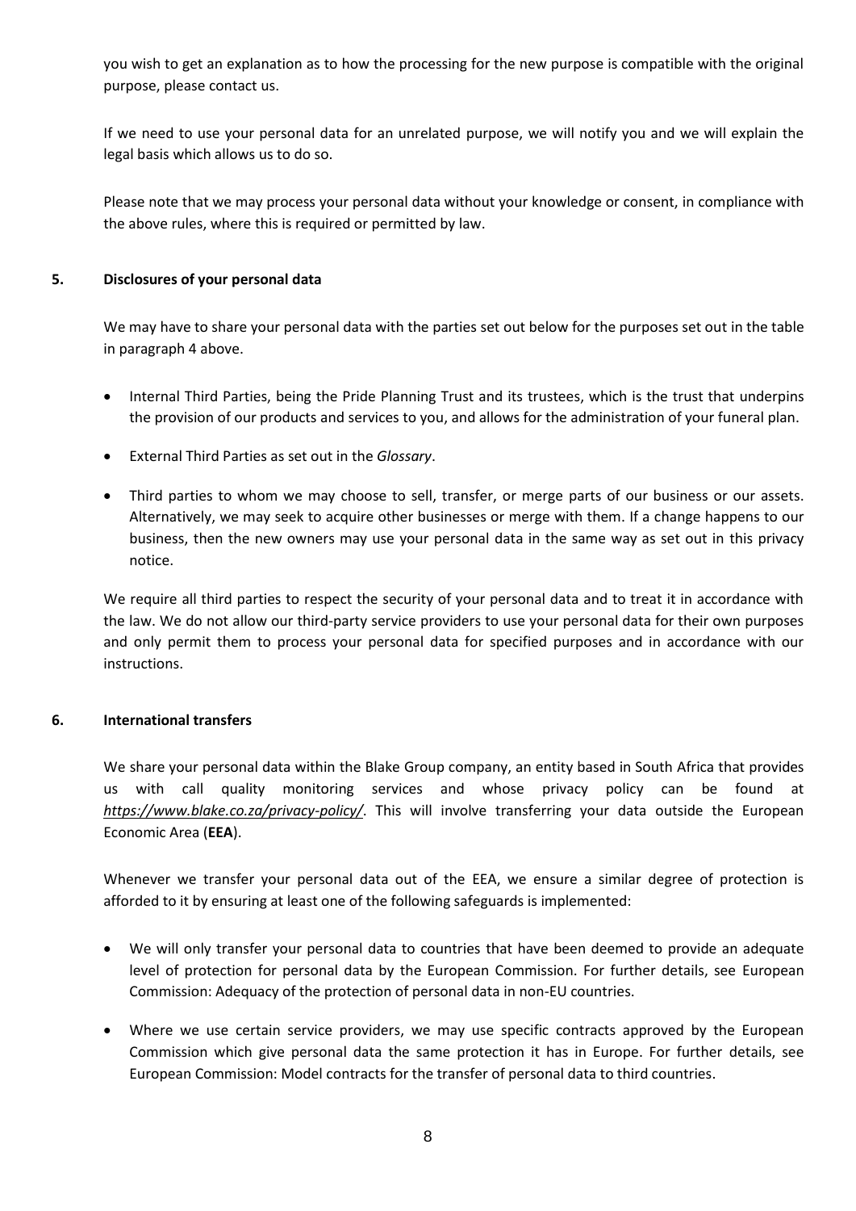you wish to get an explanation as to how the processing for the new purpose is compatible with the original purpose, please contact us.

If we need to use your personal data for an unrelated purpose, we will notify you and we will explain the legal basis which allows us to do so.

Please note that we may process your personal data without your knowledge or consent, in compliance with the above rules, where this is required or permitted by law.

## 5. Disclosures of your personal data

We may have to share your personal data with the parties set out below for the purposes set out in the table in paragraph 4 above.

- Internal Third Parties, being the Pride Planning Trust and its trustees, which is the trust that underpins the provision of our products and services to you, and allows for the administration of your funeral plan.
- External Third Parties as set out in the *Glossary*.
- Third parties to whom we may choose to sell, transfer, or merge parts of our business or our assets. Alternatively, we may seek to acquire other businesses or merge with them. If a change happens to our business, then the new owners may use your personal data in the same way as set out in this privacy notice.

We require all third parties to respect the security of your personal data and to treat it in accordance with the law. We do not allow our third-party service providers to use your personal data for their own purposes and only permit them to process your personal data for specified purposes and in accordance with our instructions.

## 6. International transfers

We share your personal data within the Blake Group company, an entity based in South Africa that provides us with call quality monitoring services and whose privacy policy can be found at *https://www.blake.co.za/privacy-policy/*. This will involve transferring your data outside the European Economic Area (**EEA**).

Whenever we transfer your personal data out of the EEA, we ensure a similar degree of protection is afforded to it by ensuring at least one of the following safeguards is implemented:

- We will only transfer your personal data to countries that have been deemed to provide an adequate level of protection for personal data by the European Commission. For further details, see European Commission: Adequacy of the protection of personal data in non-EU countries.
- Where we use certain service providers, we may use specific contracts approved by the European Commission which give personal data the same protection it has in Europe. For further details, see European Commission: Model contracts for the transfer of personal data to third countries.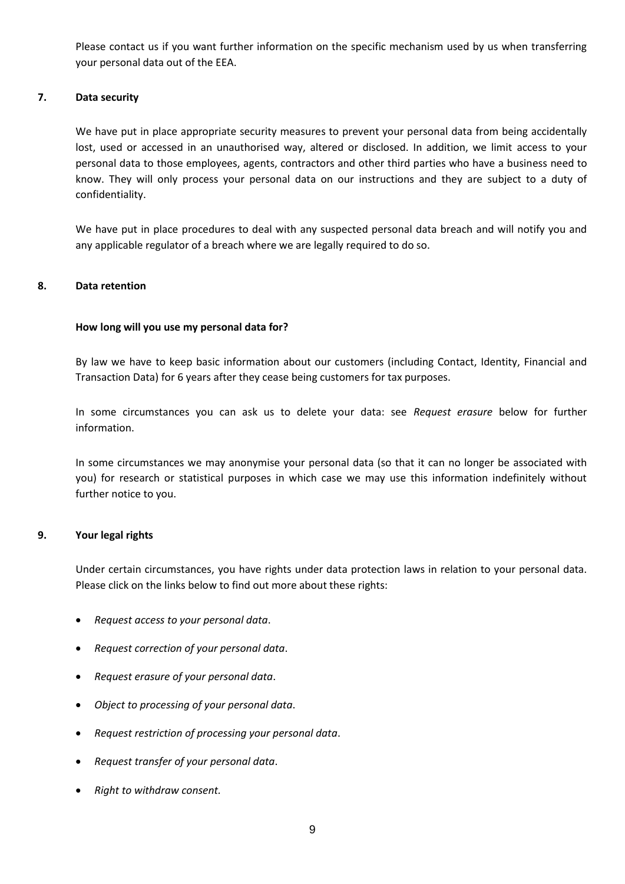Please contact us if you want further information on the specific mechanism used by us when transferring your personal data out of the EEA.

## 7. Data security

We have put in place appropriate security measures to prevent your personal data from being accidentally lost, used or accessed in an unauthorised way, altered or disclosed. In addition, we limit access to your personal data to those employees, agents, contractors and other third parties who have a business need to know. They will only process your personal data on our instructions and they are subject to a duty of confidentiality.

We have put in place procedures to deal with any suspected personal data breach and will notify you and any applicable regulator of a breach where we are legally required to do so.

## 8. Data retention

**How long will you use my personal data for?**

By law we have to keep basic information about our customers (including Contact, Identity, Financial and Transaction Data) for 6 years after they cease being customers for tax purposes.

In some circumstances you can ask us to delete your data: see *Request erasure* below for further information.

In some circumstances we may anonymise your personal data (so that it can no longer be associated with you) for research or statistical purposes in which case we may use this information indefinitely without further notice to you.

## 9. Your legal rights

Under certain circumstances, you have rights under data protection laws in relation to your personal data. Please click on the links below to find out more about these rights:

- *Request access to your personal data*.
- *Request correction of your personal data*.
- *Request erasure of your personal data*.
- *Object to processing of your personal data*.
- *Request restriction of processing your personal data*.
- *Request transfer of your personal data*.
- *Right to withdraw consent.*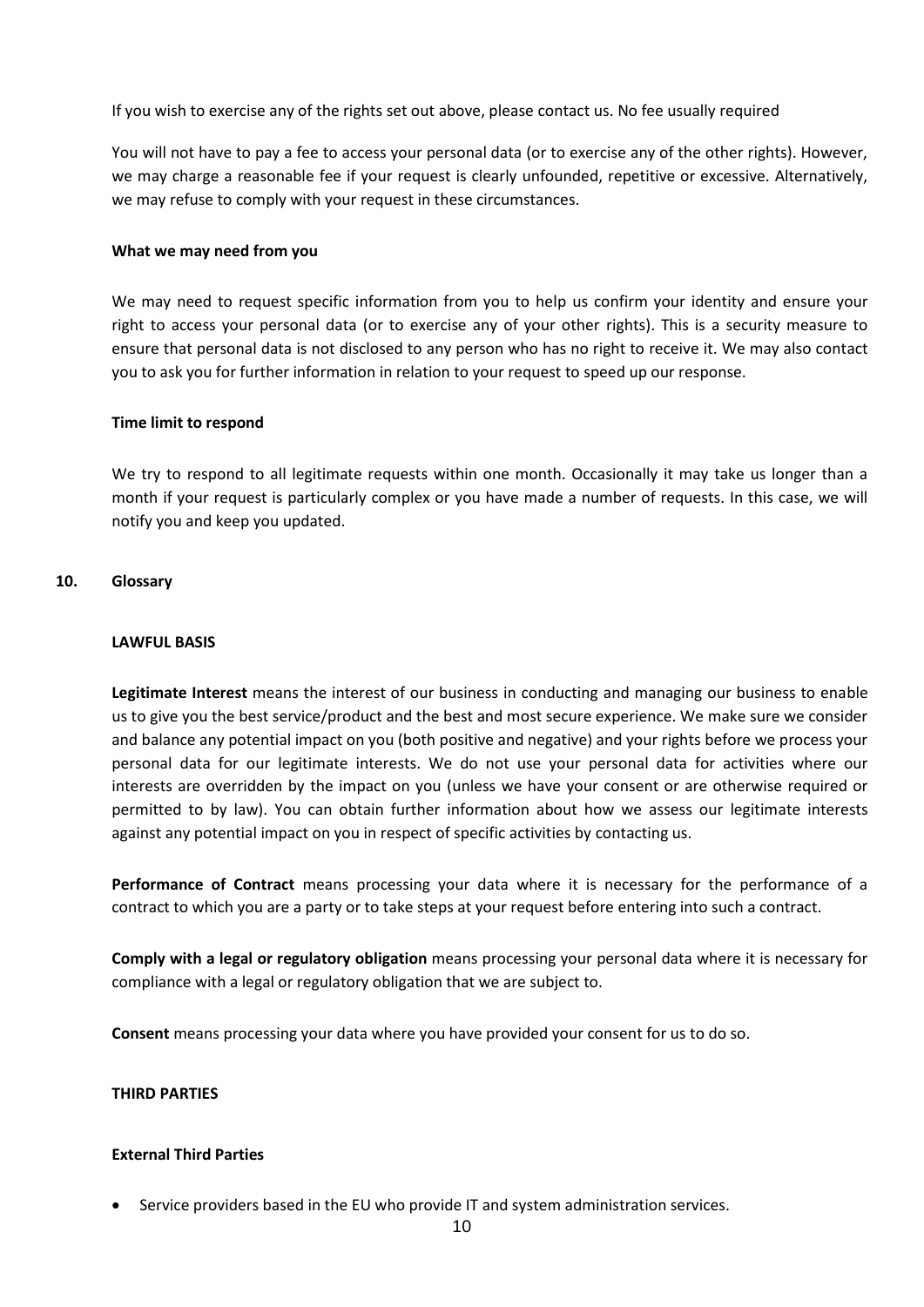If you wish to exercise any of the rights set out above, please contact us. No fee usually required

You will not have to pay a fee to access your personal data (or to exercise any of the other rights). However, we may charge a reasonable fee if your request is clearly unfounded, repetitive or excessive. Alternatively, we may refuse to comply with your request in these circumstances.

**What we may need from you**

We may need to request specific information from you to help us confirm your identity and ensure your right to access your personal data (or to exercise any of your other rights). This is a security measure to ensure that personal data is not disclosed to any person who has no right to receive it. We may also contact you to ask you for further information in relation to your request to speed up our response.

**Time limit to respond**

We try to respond to all legitimate requests within one month. Occasionally it may take us longer than a month if your request is particularly complex or you have made a number of requests. In this case, we will notify you and keep you updated.

## 10. Glossary

**LAWFUL BASIS**

**Legitimate Interest** means the interest of our business in conducting and managing our business to enable us to give you the best service/product and the best and most secure experience. We make sure we consider and balance any potential impact on you (both positive and negative) and your rights before we process your personal data for our legitimate interests. We do not use your personal data for activities where our interests are overridden by the impact on you (unless we have your consent or are otherwise required or permitted to by law). You can obtain further information about how we assess our legitimate interests against any potential impact on you in respect of specific activities by contacting us.

**Performance of Contract** means processing your data where it is necessary for the performance of a contract to which you are a party or to take steps at your request before entering into such a contract.

**Comply with a legal or regulatory obligation** means processing your personal data where it is necessary for compliance with a legal or regulatory obligation that we are subject to.

**Consent** means processing your data where you have provided your consent for us to do so.

**THIRD PARTIES**

**External Third Parties**

- Service providers based in the EU who provide IT and system administration services.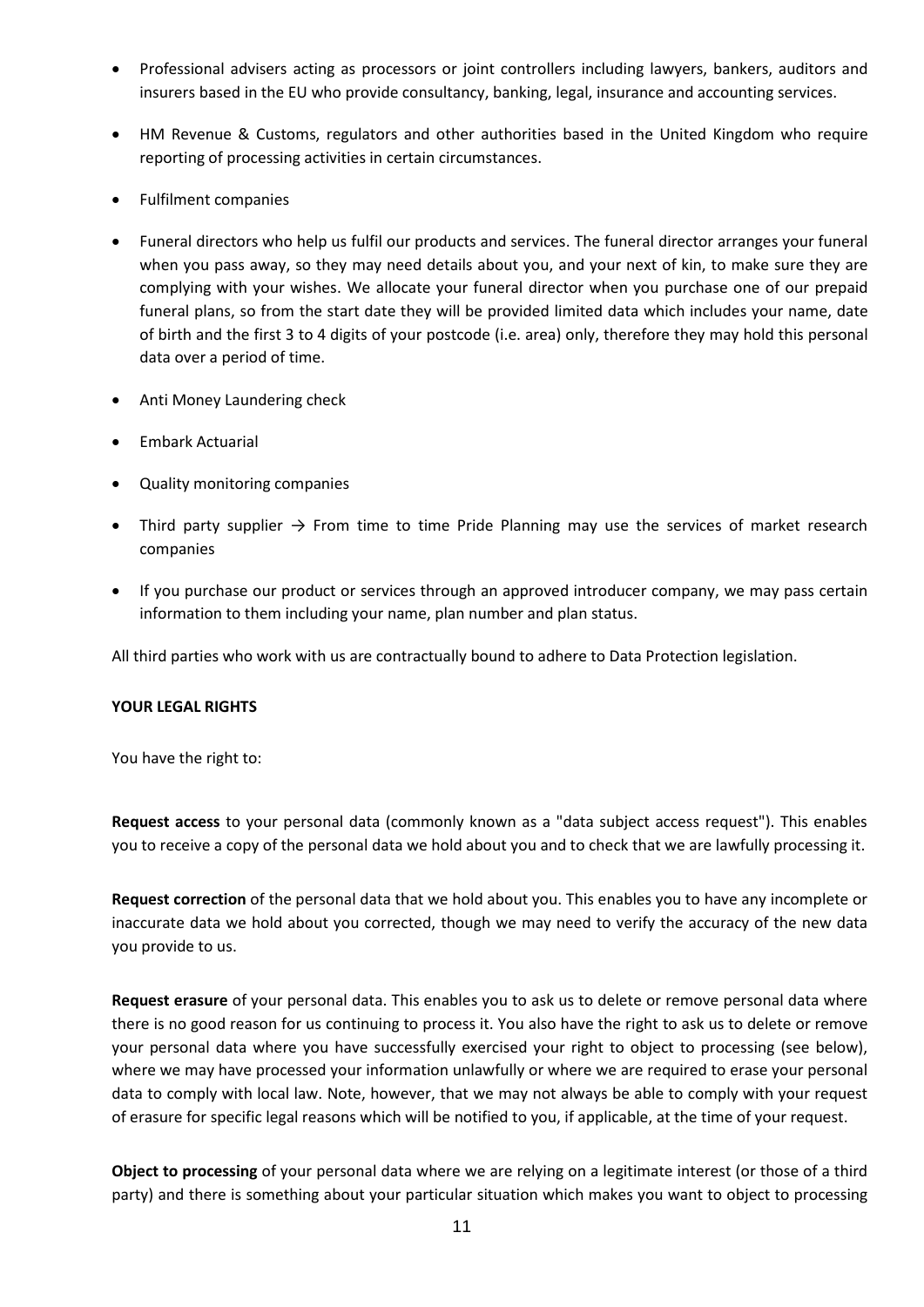- Professional advisers acting as processors or joint controllers including lawyers, bankers, auditors and insurers based in the EU who provide consultancy, banking, legal, insurance and accounting services.
- HM Revenue & Customs, regulators and other authorities based in the United Kingdom who require reporting of processing activities in certain circumstances.
- Fulfilment companies
- Funeral directors who help us fulfil our products and services. The funeral director arranges your funeral when you pass away, so they may need details about you, and your next of kin, to make sure they are complying with your wishes. We allocate your funeral director when you purchase one of our prepaid funeral plans, so from the start date they will be provided limited data which includes your name, date of birth and the first 3 to 4 digits of your postcode (i.e. area) only, therefore they may hold this personal data over a period of time.
- Anti Money Laundering check
- Embark Actuarial
- Quality monitoring companies
- Third party supplier → From time to time Pride Planning may use the services of market research companies
- If you purchase our product or services through an approved introducer company, we may pass certain information to them including your name, plan number and plan status.

All third parties who work with us are contractually bound to adhere to Data Protection legislation.

**YOUR LEGAL RIGHTS**

You have the right to:

**Request access** to your personal data (commonly known as a "data subject access request"). This enables you to receive a copy of the personal data we hold about you and to check that we are lawfully processing it.

**Request correction** of the personal data that we hold about you. This enables you to have any incomplete or inaccurate data we hold about you corrected, though we may need to verify the accuracy of the new data you provide to us.

**Request erasure** of your personal data. This enables you to ask us to delete or remove personal data where there is no good reason for us continuing to process it. You also have the right to ask us to delete or remove your personal data where you have successfully exercised your right to object to processing (see below), where we may have processed your information unlawfully or where we are required to erase your personal data to comply with local law. Note, however, that we may not always be able to comply with your request of erasure for specific legal reasons which will be notified to you, if applicable, at the time of your request.

**Object to processing** of your personal data where we are relying on a legitimate interest (or those of a third party) and there is something about your particular situation which makes you want to object to processing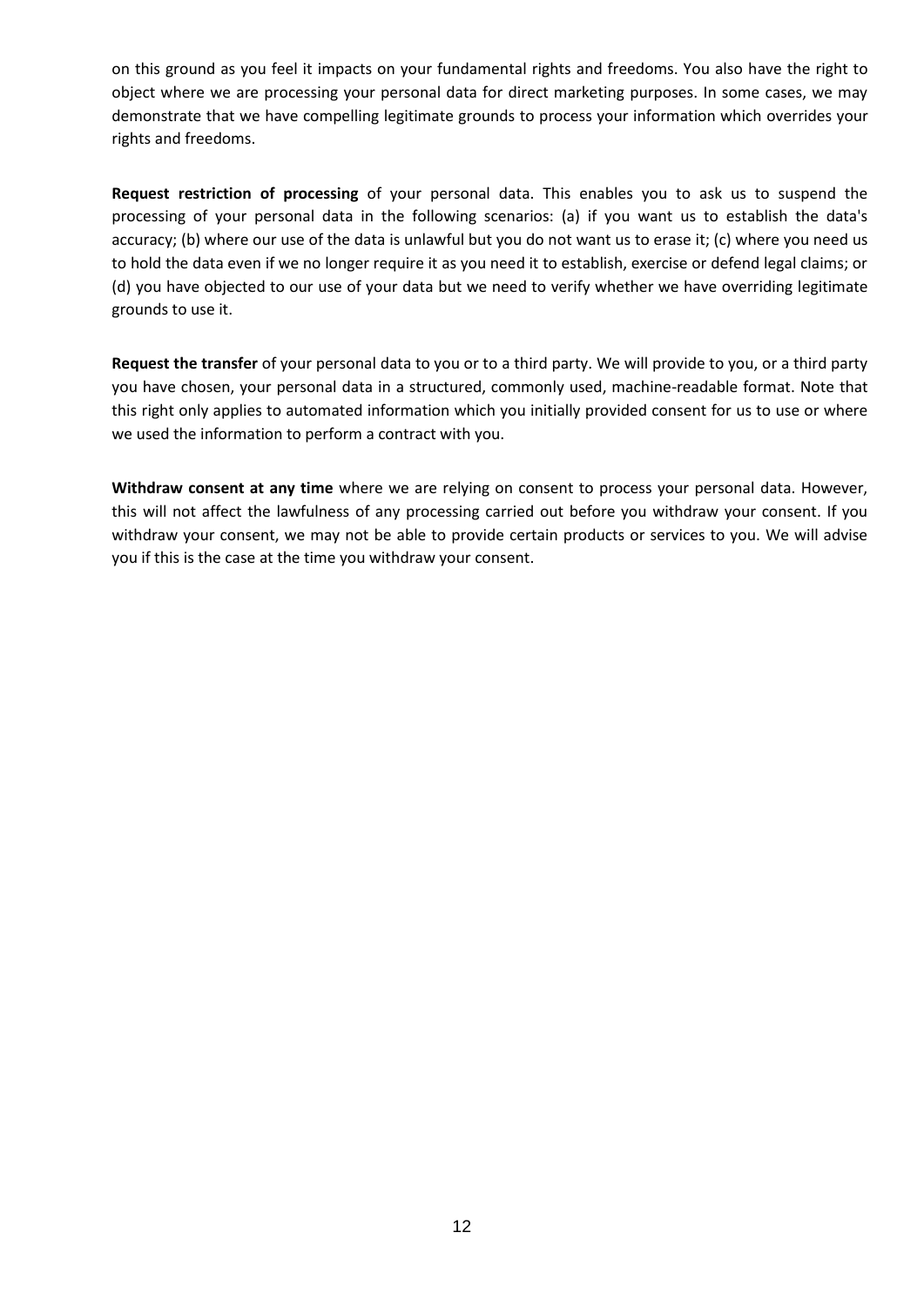on this ground as you feel it impacts on your fundamental rights and freedoms. You also have the right to object where we are processing your personal data for direct marketing purposes. In some cases, we may demonstrate that we have compelling legitimate grounds to process your information which overrides your rights and freedoms.

**Request restriction of processing** of your personal data. This enables you to ask us to suspend the processing of your personal data in the following scenarios: (a) if you want us to establish the data's accuracy; (b) where our use of the data is unlawful but you do not want us to erase it; (c) where you need us to hold the data even if we no longer require it as you need it to establish, exercise or defend legal claims; or (d) you have objected to our use of your data but we need to verify whether we have overriding legitimate grounds to use it.

**Request the transfer** of your personal data to you or to a third party. We will provide to you, or a third party you have chosen, your personal data in a structured, commonly used, machine-readable format. Note that this right only applies to automated information which you initially provided consent for us to use or where we used the information to perform a contract with you.

**Withdraw consent at any time** where we are relying on consent to process your personal data. However, this will not affect the lawfulness of any processing carried out before you withdraw your consent. If you withdraw your consent, we may not be able to provide certain products or services to you. We will advise you if this is the case at the time you withdraw your consent.